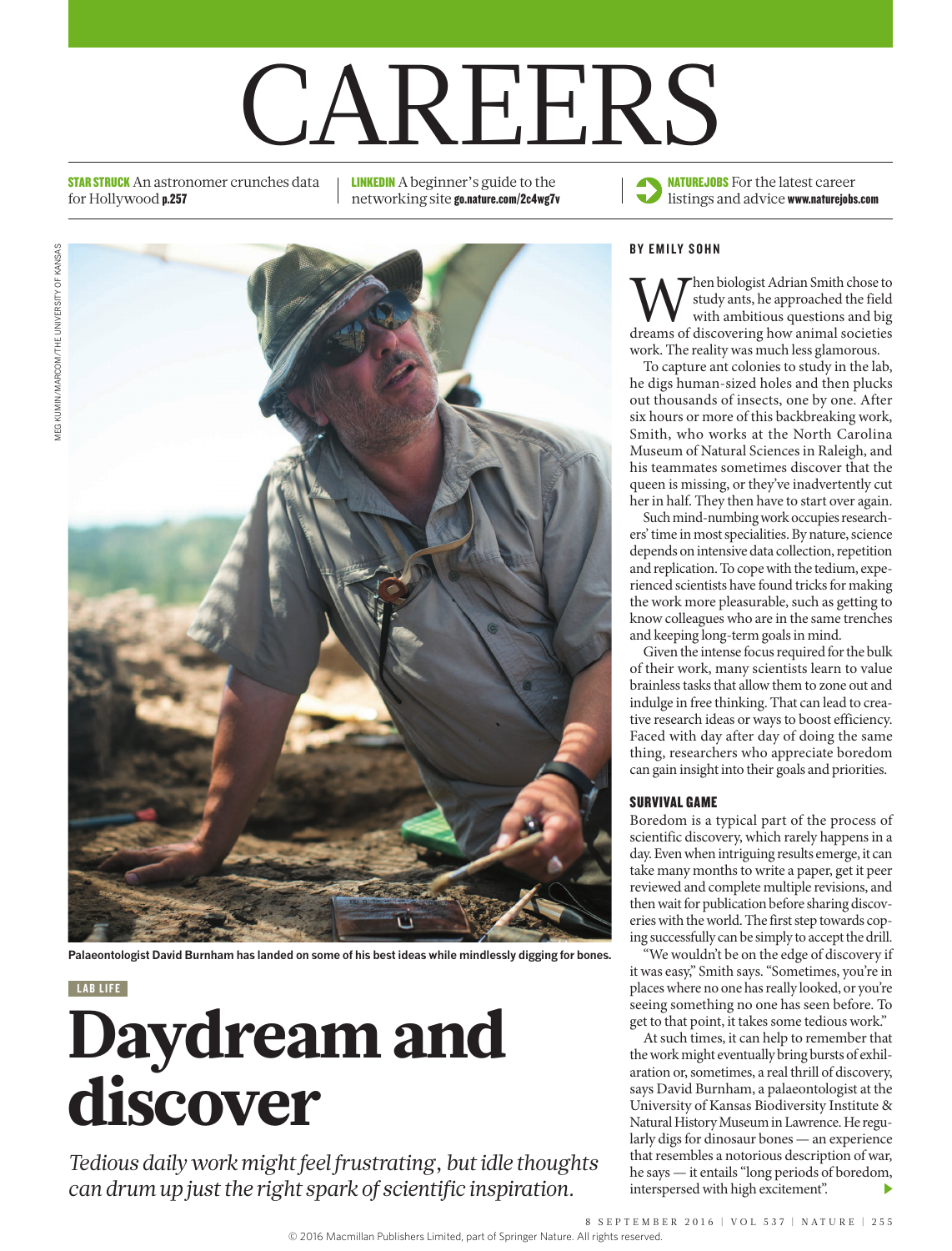# CAREERS

**STAR STRUCK** An astronomer crunches data for Hollywood **p.257**

**LINKEDIN** A beginner's guide to the networking site **go.nature.com/2c4wg7v**

**NATUREJOBS** For the latest career listings and advice **www.naturejobs.com**

MEG KUMIN/MARCOM/THE UNIVERSITY OF KANSAS

**Palaeontologist David Burnham has landed on some of his best ideas while mindlessly digging for bones.**

LAB LIFE

# Daydream and discover

*Tedious daily work might feel frustrating, but idle thoughts can drum up just the right spark of scientific inspiration.*

**BY EMILY SOHN**

When biologist Adrian Smith chose to study ants, he approached the field with ambitious questions and big dreams of discovering how animal societies work. The reality was much less glamorous.

To capture ant colonies to study in the lab, he digs human-sized holes and then plucks out thousands of insects, one by one. After six hours or more of this backbreaking work, Smith, who works at the North Carolina Museum of Natural Sciences in Raleigh, and his teammates sometimes discover that the queen is missing, or they've inadvertently cut her in half. They then have to start over again.

Such mind-numbing work occupies researchers' time in most specialities. By nature, science depends on intensive data collection, repetition and replication. To cope with the tedium, experienced scientists have found tricks for making the work more pleasurable, such as getting to know colleagues who are in the same trenches and keeping long-term goals in mind.

Given the intense focus required for the bulk of their work, many scientists learn to value brainless tasks that allow them to zone out and indulge in free thinking. That can lead to creative research ideas or ways to boost efficiency. Faced with day after day of doing the same thing, researchers who appreciate boredom can gain insight into their goals and priorities.

## SURVIVAL GAME

Boredom is a typical part of the process of scientific discovery, which rarely happens in a day. Even when intriguing results emerge, it can take many months to write a paper, get it peer reviewed and complete multiple revisions, and then wait for publication before sharing discoveries with the world. The first step towards coping successfully can be simply to accept the drill.

"We wouldn't be on the edge of discovery if it was easy," Smith says. "Sometimes, you're in places where no one has really looked, or you're seeing something no one has seen before. To get to that point, it takes some tedious work."

At such times, it can help to remember that the work might eventually bring bursts of exhilaration or, sometimes, a real thrill of discovery, says David Burnham, a palaeontologist at the University of Kansas Biodiversity Institute & Natural History Museum in Lawrence. He regularly digs for dinosaur bones — an experience that resembles a notorious description of war, he says — it entails "long periods of boredom, interspersed with high excitement".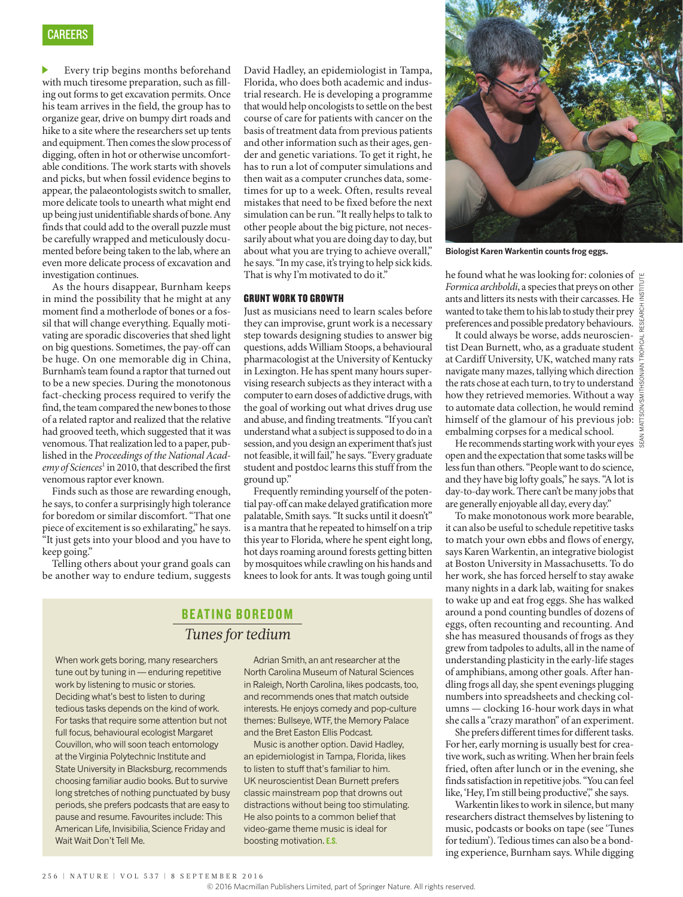Every trip begins months beforehand with much tiresome preparation, such as filling out forms to get excavation permits. Once his team arrives in the field, the group has to organize gear, drive on bumpy dirt roads and hike to a site where the researchers set up tents and equipment. Then comes the slow process of digging, often in hot or otherwise uncomfortable conditions. The work starts with shovels and picks, but when fossil evidence begins to appear, the palaeontologists switch to smaller, more delicate tools to unearth what might end up being just unidentifiable shards of bone. Any finds that could add to the overall puzzle must be carefully wrapped and meticulously documented before being taken to the lab, where an even more delicate process of excavation and investigation continues.

As the hours disappear, Burnham keeps in mind the possibility that he might at any moment find a motherlode of bones or a fossil that will change everything. Equally motivating are sporadic discoveries that shed light on big questions. Sometimes, the pay-off can be huge. On one memorable dig in China, Burnham's team found a raptor that turned out to be a new species. During the monotonous fact-checking process required to verify the find, the team compared the new bones to those of a related raptor and realized that the relative had grooved teeth, which suggested that it was venomous. That realization led to a paper, published in the *Proceedings of the National Academy of Sciences*[1] in 2010, that described the first venomous raptor ever known.

Finds such as those are rewarding enough, he says, to confer a surprisingly high tolerance for boredom or similar discomfort. "That one piece of excitement is so exhilarating," he says. "It just gets into your blood and you have to keep going."

Telling others about your grand goals can be another way to endure tedium, suggests David Hadley, an epidemiologist in Tampa, Florida, who does both academic and industrial research. He is developing a programme that would help oncologists to settle on the best course of care for patients with cancer on the basis of treatment data from previous patients and other information such as their ages, gender and genetic variations. To get it right, he has to run a lot of computer simulations and then wait as a computer crunches data, sometimes for up to a week. Often, results reveal mistakes that need to be fixed before the next simulation can be run. "It really helps to talk to other people about the big picture, not necessarily about what you are doing day to day, but about what you are trying to achieve overall," he says. "In my case, it's trying to help sick kids. That is why I'm motivated to do it."

## GRUNT WORK TO GROWTH

Just as musicians need to learn scales before they can improvise, grunt work is a necessary step towards designing studies to answer big questions, adds William Stoops, a behavioural pharmacologist at the University of Kentucky in Lexington. He has spent many hours supervising research subjects as they interact with a computer to earn doses of addictive drugs, with the goal of working out what drives drug use and abuse, and finding treatments. "If you can't understand what a subject is supposed to do in a session, and you design an experiment that's just not feasible, it will fail," he says. "Every graduate student and postdoc learns this stuff from the ground up."

Frequently reminding yourself of the potential pay-off can make delayed gratification more palatable, Smith says. "It sucks until it doesn't" is a mantra that he repeated to himself on a trip this year to Florida, where he spent eight long, hot days roaming around forests getting bitten by mosquitoes while crawling on his hands and knees to look for ants. It was tough going until he found what he was looking for: colonies of *Formica archboldi*, a species that preys on other ants and litters its nests with their carcasses. He wanted to take them to his lab to study their prey preferences and possible predatory behaviours.

It could always be worse, adds neuroscientist Dean Burnett, who, as a graduate student at Cardiff University, UK, watched many rats navigate many mazes, tallying which direction the rats chose at each turn, to try to understand how they retrieved memories. Without a way to automate data collection, he would remind himself of the glamour of his previous job: embalming corpses for a medical school.

He recommends starting work with your eyes open and the expectation that some tasks will be less fun than others. "People want to do science, and they have big lofty goals," he says. "A lot is day-to-day work. There can't be many jobs that are generally enjoyable all day, every day."

To make monotonous work more bearable, it can also be useful to schedule repetitive tasks to match your own ebbs and flows of energy, says Karen Warkentin, an integrative biologist at Boston University in Massachusetts. To do her work, she has forced herself to stay awake many nights in a dark lab, waiting for snakes to wake up and eat frog eggs. She has walked around a pond counting bundles of dozens of eggs, often recounting and recounting. And she has measured thousands of frogs as they grew from tadpoles to adults, all in the name of understanding plasticity in the early-life stages of amphibians, among other goals. After handling frogs all day, she spent evenings plugging numbers into spreadsheets and checking columns — clocking 16-hour work days in what she calls a "crazy marathon" of an experiment.

She prefers different times for different tasks. For her, early morning is usually best for creative work, such as writing. When her brain feels fried, often after lunch or in the evening, she finds satisfaction in repetitive jobs. "You can feel like, 'Hey, I'm still being productive'," she says.

Warkentin likes to work in silence, but many researchers distract themselves by listening to music, podcasts or books on tape (see 'Tunes for tedium'). Tedious times can also be a bonding experience, Burnham says. While digging

Biologist Karen Warkentin counts frog eggs.

SEAN MATTSON/SMITHSONIAN TROPICAL RESEARCH INSTITUTE

---

## BEATING BOREDOM

### *Tunes for tedium*

When work gets boring, many researchers tune out by tuning in — enduring repetitive work by listening to music or stories. Deciding what's best to listen to during tedious tasks depends on the kind of work. For tasks that require some attention but not full focus, behavioural ecologist Margaret Couvillon, who will soon teach entomology at the Virginia Polytechnic Institute and State University in Blacksburg, recommends choosing familiar audio books. But to survive long stretches of nothing punctuated by busy periods, she prefers podcasts that are easy to pause and resume. Favourites include: This American Life, Invisibilia, Science Friday and Wait Wait Don't Tell Me.

Adrian Smith, an ant researcher at the North Carolina Museum of Natural Sciences in Raleigh, North Carolina, likes podcasts, too, and recommends ones that match outside interests. He enjoys comedy and pop-culture themes: Bullseye, WTF, the Memory Palace and the Bret Easton Ellis Podcast.

Music is another option. David Hadley, an epidemiologist in Tampa, Florida, likes to listen to stuff that's familiar to him. UK neuroscientist Dean Burnett prefers classic mainstream pop that drowns out distractions without being too stimulating. He also points to a common belief that video-game theme music is ideal for boosting motivation. **E.S.**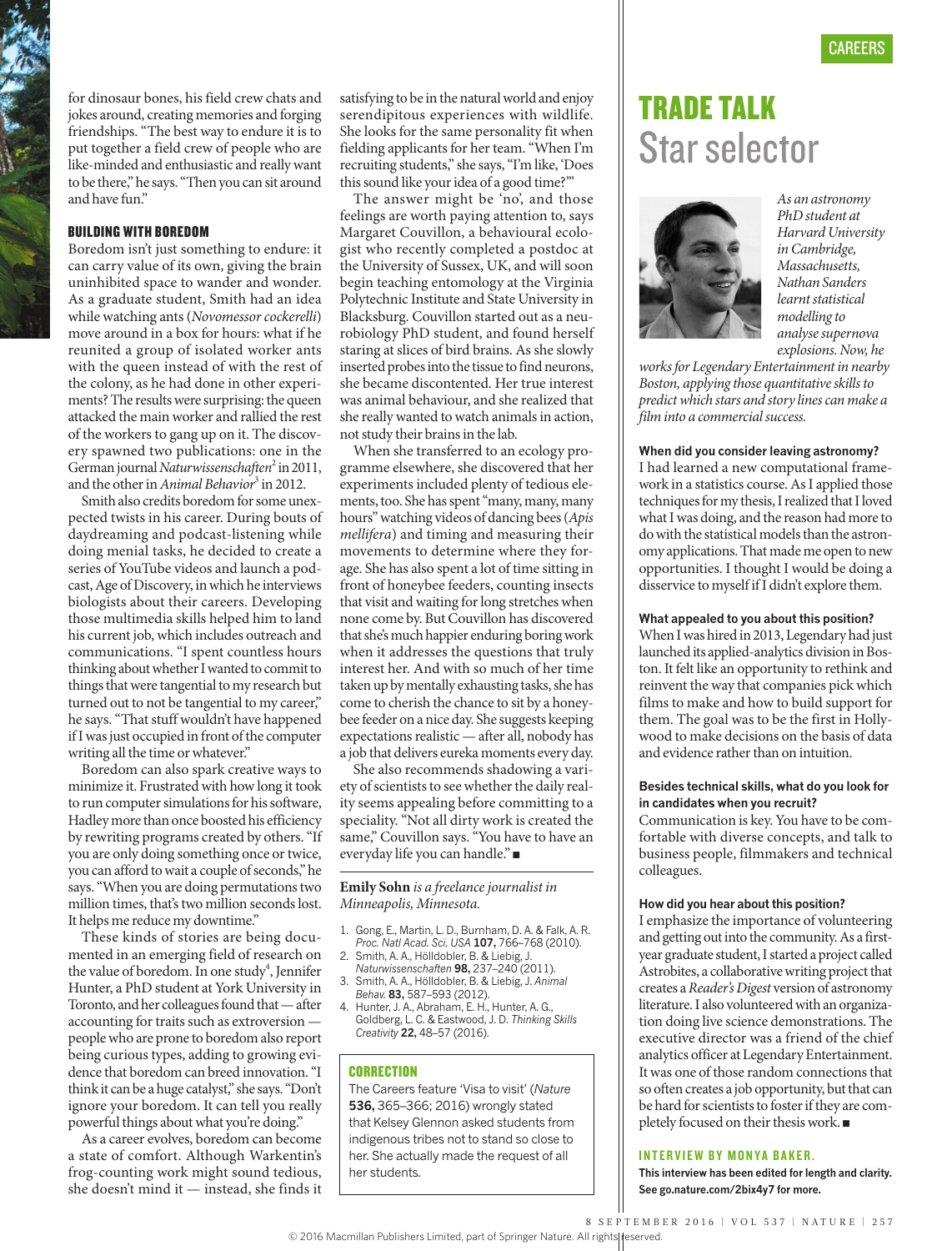for dinosaur bones, his field crew chats and jokes around, creating memories and forging friendships. "The best way to endure it is to put together a field crew of people who are like-minded and enthusiastic and really want to be there," he says. "Then you can sit around and have fun."

### BUILDING WITH BOREDOM

Boredom isn't just something to endure: it can carry value of its own, giving the brain uninhibited space to wander and wonder. As a graduate student, Smith had an idea while watching ants (*Novomessor cockerelli*) move around in a box for hours: what if he reunited a group of isolated worker ants with the queen instead of with the rest of the colony, as he had done in other experiments? The results were surprising: the queen attacked the main worker and rallied the rest of the workers to gang up on it. The discovery spawned two publications: one in the German journal *Naturwissenschaften*[2] in 2011, and the other in *Animal Behavior*[3] in 2012.

Smith also credits boredom for some unexpected twists in his career. During bouts of daydreaming and podcast-listening while doing menial tasks, he decided to create a series of YouTube videos and launch a podcast, Age of Discovery, in which he interviews biologists about their careers. Developing those multimedia skills helped him to land his current job, which includes outreach and communications. "I spent countless hours thinking about whether I wanted to commit to things that were tangential to my research but turned out to not be tangential to my career," he says. "That stuff wouldn't have happened if I was just occupied in front of the computer writing all the time or whatever."

Boredom can also spark creative ways to minimize it. Frustrated with how long it took to run computer simulations for his software, Hadley more than once boosted his efficiency by rewriting programs created by others. "If you are only doing something once or twice, you can afford to wait a couple of seconds," he says. "When you are doing permutations two million times, that's two million seconds lost. It helps me reduce my downtime."

These kinds of stories are being documented in an emerging field of research on the value of boredom. In one study[4], Jennifer Hunter, a PhD student at York University in Toronto, and her colleagues found that — after accounting for traits such as extroversion — people who are prone to boredom also report being curious types, adding to growing evidence that boredom can breed innovation. "I think it can be a huge catalyst," she says. "Don't ignore your boredom. It can tell you really powerful things about what you're doing."

As a career evolves, boredom can become a state of comfort. Although Warkentin's frog-counting work might sound tedious, she doesn't mind it — instead, she finds it satisfying to be in the natural world and enjoy serendipitous experiences with wildlife. She looks for the same personality fit when fielding applicants for her team. "When I'm recruiting students," she says, "I'm like, 'Does this sound like your idea of a good time?'"

The answer might be 'no', and those feelings are worth paying attention to, says Margaret Couvillon, a behavioural ecologist who recently completed a postdoc at the University of Sussex, UK, and will soon begin teaching entomology at the Virginia Polytechnic Institute and State University in Blacksburg. Couvillon started out as a neurobiology PhD student, and found herself staring at slices of bird brains. As she slowly inserted probes into the tissue to find neurons, she became discontented. Her true interest was animal behaviour, and she realized that she really wanted to watch animals in action, not study their brains in the lab.

When she transferred to an ecology programme elsewhere, she discovered that her experiments included plenty of tedious elements, too. She has spent "many, many, many hours" watching videos of dancing bees (*Apis mellifera*) and timing and measuring their movements to determine where they forage. She has also spent a lot of time sitting in front of honeybee feeders, counting insects that visit and waiting for long stretches when none come by. But Couvillon has discovered that she's much happier enduring boring work when it addresses the questions that truly interest her. And with so much of her time taken up by mentally exhausting tasks, she has come to cherish the chance to sit by a honeybee feeder on a nice day. She suggests keeping expectations realistic — after all, nobody has a job that delivers eureka moments every day.

She also recommends shadowing a variety of scientists to see whether the daily reality seems appealing before committing to a speciality. "Not all dirty work is created the same," Couvillon says. "You have to have an everyday life you can handle." ■

**Emily Sohn** *is a freelance journalist in Minneapolis, Minnesota.*

1. Gong, E., Martin, L. D., Burnham, D. A. & Falk, A. R. *Proc. Natl Acad. Sci. USA* **107,** 766–768 (2010).
2. Smith, A. A., Hölldobler, B. & Liebig, J. *Naturwissenschaften* **98,** 237–240 (2011).
3. Smith, A. A., Hölldobler, B. & Liebig, J. *Animal Behav.* **83,** 587–593 (2012).
4. Hunter, J. A., Abraham, E. H., Hunter, A. G., Goldberg, L. C. & Eastwood, J. D. *Thinking Skills Creativity* **22,** 48–57 (2016).

### CORRECTION

The Careers feature 'Visa to visit' (*Nature* **536,** 365–366; 2016) wrongly stated that Kelsey Glennon asked students from indigenous tribes not to stand so close to her. She actually made the request of all her students.

CAREERS

# TRADE TALK
## Star selector

*As an astronomy PhD student at Harvard University in Cambridge, Massachusetts, Nathan Sanders learnt statistical modelling to analyse supernova explosions. Now, he works for Legendary Entertainment in nearby Boston, applying those quantitative skills to predict which stars and story lines can make a film into a commercial success.*

**When did you consider leaving astronomy?**
I had learned a new computational framework in a statistics course. As I applied those techniques for my thesis, I realized that I loved what I was doing, and the reason had more to do with the statistical models than the astronomy applications. That made me open to new opportunities. I thought I would be doing a disservice to myself if I didn't explore them.

**What appealed to you about this position?**
When I was hired in 2013, Legendary had just launched its applied-analytics division in Boston. It felt like an opportunity to rethink and reinvent the way that companies pick which films to make and how to build support for them. The goal was to be the first in Hollywood to make decisions on the basis of data and evidence rather than on intuition.

**Besides technical skills, what do you look for in candidates when you recruit?**
Communication is key. You have to be comfortable with diverse concepts, and talk to business people, filmmakers and technical colleagues.

**How did you hear about this position?**
I emphasize the importance of volunteering and getting out into the community. As a first-year graduate student, I started a project called Astrobites, a collaborative writing project that creates a *Reader's Digest* version of astronomy literature. I also volunteered with an organization doing live science demonstrations. The executive director was a friend of the chief analytics officer at Legendary Entertainment. It was one of those random connections that so often creates a job opportunity, but that can be hard for scientists to foster if they are completely focused on their thesis work. ■

**INTERVIEW BY MONYA BAKER.**

**This interview has been edited for length and clarity. See go.nature.com/2bix4y7 for more.**